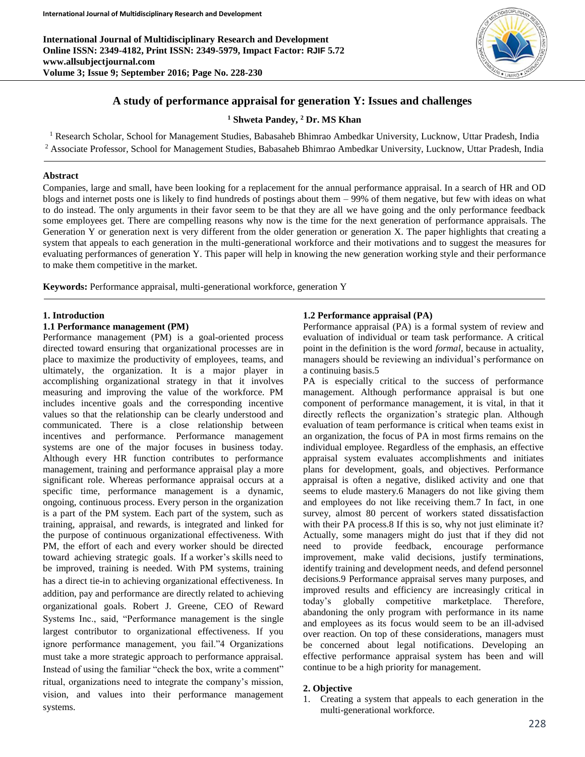# A study of performance appraisal for generation Y: Issues and challenges

**[1] Shweta Pandey, [2] Dr. MS Khan**

[1] Research Scholar, School for Management Studies, Babasaheb Bhimrao Ambedkar University, Lucknow, Uttar Pradesh, India
[2] Associate Professor, School for Management Studies, Babasaheb Bhimrao Ambedkar University, Lucknow, Uttar Pradesh, India

### Abstract

Companies, large and small, have been looking for a replacement for the annual performance appraisal. In a search of HR and OD blogs and internet posts one is likely to find hundreds of postings about them – 99% of them negative, but few with ideas on what to do instead. The only arguments in their favor seem to be that they are all we have going and the only performance feedback some employees get. There are compelling reasons why now is the time for the next generation of performance appraisals. The Generation Y or generation next is very different from the older generation or generation X. The paper highlights that creating a system that appeals to each generation in the multi-generational workforce and their motivations and to suggest the measures for evaluating performances of generation Y. This paper will help in knowing the new generation working style and their performance to make them competitive in the market.

**Keywords:** Performance appraisal, multi-generational workforce, generation Y

## 1. Introduction

### 1.1 Performance management (PM)

Performance management (PM) is a goal-oriented process directed toward ensuring that organizational processes are in place to maximize the productivity of employees, teams, and ultimately, the organization. It is a major player in accomplishing organizational strategy in that it involves measuring and improving the value of the workforce. PM includes incentive goals and the corresponding incentive values so that the relationship can be clearly understood and communicated. There is a close relationship between incentives and performance. Performance management systems are one of the major focuses in business today. Although every HR function contributes to performance management, training and performance appraisal play a more significant role. Whereas performance appraisal occurs at a specific time, performance management is a dynamic, ongoing, continuous process. Every person in the organization is a part of the PM system. Each part of the system, such as training, appraisal, and rewards, is integrated and linked for the purpose of continuous organizational effectiveness. With PM, the effort of each and every worker should be directed toward achieving strategic goals. If a worker's skills need to be improved, training is needed. With PM systems, training has a direct tie-in to achieving organizational effectiveness. In addition, pay and performance are directly related to achieving organizational goals. Robert J. Greene, CEO of Reward Systems Inc., said, "Performance management is the single largest contributor to organizational effectiveness. If you ignore performance management, you fail."4 Organizations must take a more strategic approach to performance appraisal. Instead of using the familiar "check the box, write a comment" ritual, organizations need to integrate the company's mission, vision, and values into their performance management systems.

### 1.2 Performance appraisal (PA)

Performance appraisal (PA) is a formal system of review and evaluation of individual or team task performance. A critical point in the definition is the word *formal*, because in actuality, managers should be reviewing an individual's performance on a continuing basis.5

PA is especially critical to the success of performance management. Although performance appraisal is but one component of performance management, it is vital, in that it directly reflects the organization's strategic plan. Although evaluation of team performance is critical when teams exist in an organization, the focus of PA in most firms remains on the individual employee. Regardless of the emphasis, an effective appraisal system evaluates accomplishments and initiates plans for development, goals, and objectives. Performance appraisal is often a negative, disliked activity and one that seems to elude mastery.6 Managers do not like giving them and employees do not like receiving them.7 In fact, in one survey, almost 80 percent of workers stated dissatisfaction with their PA process.8 If this is so, why not just eliminate it? Actually, some managers might do just that if they did not need to provide feedback, encourage performance improvement, make valid decisions, justify terminations, identify training and development needs, and defend personnel decisions.9 Performance appraisal serves many purposes, and improved results and efficiency are increasingly critical in today's globally competitive marketplace. Therefore, abandoning the only program with performance in its name and employees as its focus would seem to be an ill-advised over reaction. On top of these considerations, managers must be concerned about legal notifications. Developing an effective performance appraisal system has been and will continue to be a high priority for management.

## 2. Objective

1. Creating a system that appeals to each generation in the multi-generational workforce.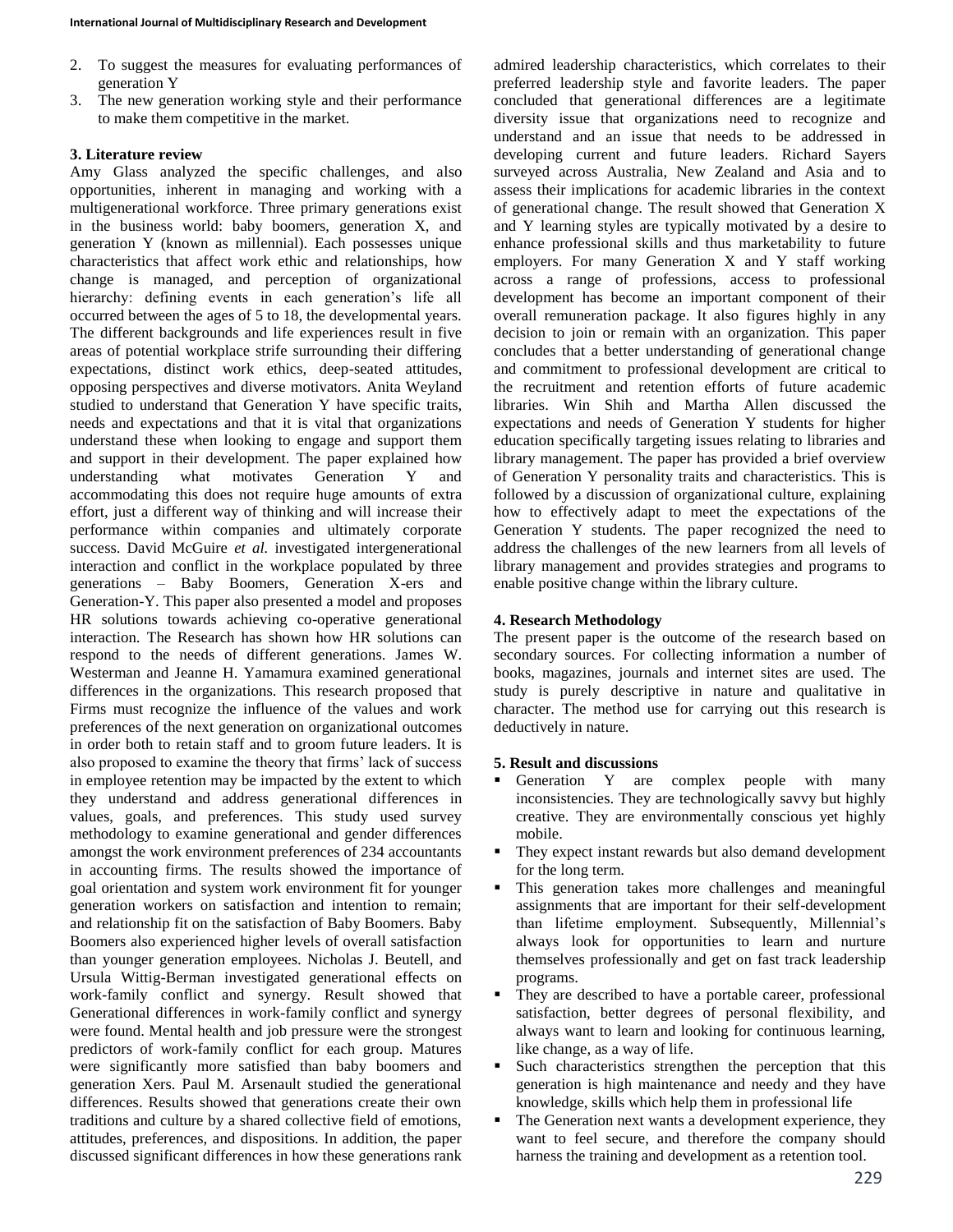2. To suggest the measures for evaluating performances of generation Y
3. The new generation working style and their performance to make them competitive in the market.

### 3. Literature review

Amy Glass analyzed the specific challenges, and also opportunities, inherent in managing and working with a multigenerational workforce. Three primary generations exist in the business world: baby boomers, generation X, and generation Y (known as millennial). Each possesses unique characteristics that affect work ethic and relationships, how change is managed, and perception of organizational hierarchy: defining events in each generation's life all occurred between the ages of 5 to 18, the developmental years. The different backgrounds and life experiences result in five areas of potential workplace strife surrounding their differing expectations, distinct work ethics, deep-seated attitudes, opposing perspectives and diverse motivators. Anita Weyland studied to understand that Generation Y have specific traits, needs and expectations and that it is vital that organizations understand these when looking to engage and support them and support in their development. The paper explained how understanding what motivates Generation Y and accommodating this does not require huge amounts of extra effort, just a different way of thinking and will increase their performance within companies and ultimately corporate success. David McGuire *et al.* investigated intergenerational interaction and conflict in the workplace populated by three generations – Baby Boomers, Generation X-ers and Generation-Y. This paper also presented a model and proposes HR solutions towards achieving co-operative generational interaction. The Research has shown how HR solutions can respond to the needs of different generations. James W. Westerman and Jeanne H. Yamamura examined generational differences in the organizations. This research proposed that Firms must recognize the influence of the values and work preferences of the next generation on organizational outcomes in order both to retain staff and to groom future leaders. It is also proposed to examine the theory that firms' lack of success in employee retention may be impacted by the extent to which they understand and address generational differences in values, goals, and preferences. This study used survey methodology to examine generational and gender differences amongst the work environment preferences of 234 accountants in accounting firms. The results showed the importance of goal orientation and system work environment fit for younger generation workers on satisfaction and intention to remain; and relationship fit on the satisfaction of Baby Boomers. Baby Boomers also experienced higher levels of overall satisfaction than younger generation employees. Nicholas J. Beutell, and Ursula Wittig-Berman investigated generational effects on work-family conflict and synergy. Result showed that Generational differences in work-family conflict and synergy were found. Mental health and job pressure were the strongest predictors of work-family conflict for each group. Matures were significantly more satisfied than baby boomers and generation Xers. Paul M. Arsenault studied the generational differences. Results showed that generations create their own traditions and culture by a shared collective field of emotions, attitudes, preferences, and dispositions. In addition, the paper discussed significant differences in how these generations rank admired leadership characteristics, which correlates to their preferred leadership style and favorite leaders. The paper concluded that generational differences are a legitimate diversity issue that organizations need to recognize and understand and an issue that needs to be addressed in developing current and future leaders. Richard Sayers surveyed across Australia, New Zealand and Asia and to assess their implications for academic libraries in the context of generational change. The result showed that Generation X and Y learning styles are typically motivated by a desire to enhance professional skills and thus marketability to future employers. For many Generation X and Y staff working across a range of professions, access to professional development has become an important component of their overall remuneration package. It also figures highly in any decision to join or remain with an organization. This paper concludes that a better understanding of generational change and commitment to professional development are critical to the recruitment and retention efforts of future academic libraries. Win Shih and Martha Allen discussed the expectations and needs of Generation Y students for higher education specifically targeting issues relating to libraries and library management. The paper has provided a brief overview of Generation Y personality traits and characteristics. This is followed by a discussion of organizational culture, explaining how to effectively adapt to meet the expectations of the Generation Y students. The paper recognized the need to address the challenges of the new learners from all levels of library management and provides strategies and programs to enable positive change within the library culture.

### 4. Research Methodology

The present paper is the outcome of the research based on secondary sources. For collecting information a number of books, magazines, journals and internet sites are used. The study is purely descriptive in nature and qualitative in character. The method use for carrying out this research is deductively in nature.

### 5. Result and discussions

- Generation Y are complex people with many inconsistencies. They are technologically savvy but highly creative. They are environmentally conscious yet highly mobile.
- They expect instant rewards but also demand development for the long term.
- This generation takes more challenges and meaningful assignments that are important for their self-development than lifetime employment. Subsequently, Millennial's always look for opportunities to learn and nurture themselves professionally and get on fast track leadership programs.
- They are described to have a portable career, professional satisfaction, better degrees of personal flexibility, and always want to learn and looking for continuous learning, like change, as a way of life.
- Such characteristics strengthen the perception that this generation is high maintenance and needy and they have knowledge, skills which help them in professional life
- The Generation next wants a development experience, they want to feel secure, and therefore the company should harness the training and development as a retention tool.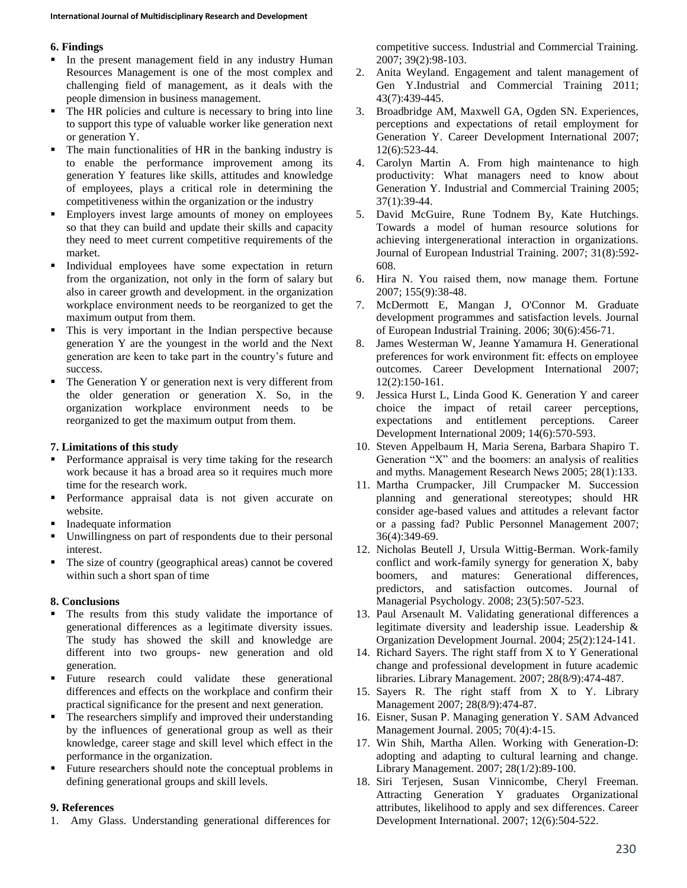## 6. Findings

- In the present management field in any industry Human Resources Management is one of the most complex and challenging field of management, as it deals with the people dimension in business management.
- The HR policies and culture is necessary to bring into line to support this type of valuable worker like generation next or generation Y.
- The main functionalities of HR in the banking industry is to enable the performance improvement among its generation Y features like skills, attitudes and knowledge of employees, plays a critical role in determining the competitiveness within the organization or the industry
- Employers invest large amounts of money on employees so that they can build and update their skills and capacity they need to meet current competitive requirements of the market.
- Individual employees have some expectation in return from the organization, not only in the form of salary but also in career growth and development. in the organization workplace environment needs to be reorganized to get the maximum output from them.
- This is very important in the Indian perspective because generation Y are the youngest in the world and the Next generation are keen to take part in the country's future and success.
- The Generation Y or generation next is very different from the older generation or generation X. So, in the organization workplace environment needs to be reorganized to get the maximum output from them.

## 7. Limitations of this study

- Performance appraisal is very time taking for the research work because it has a broad area so it requires much more time for the research work.
- Performance appraisal data is not given accurate on website.
- Inadequate information
- Unwillingness on part of respondents due to their personal interest.
- The size of country (geographical areas) cannot be covered within such a short span of time

## 8. Conclusions

- The results from this study validate the importance of generational differences as a legitimate diversity issues. The study has showed the skill and knowledge are different into two groups- new generation and old generation.
- Future research could validate these generational differences and effects on the workplace and confirm their practical significance for the present and next generation.
- The researchers simplify and improved their understanding by the influences of generational group as well as their knowledge, career stage and skill level which effect in the performance in the organization.
- Future researchers should note the conceptual problems in defining generational groups and skill levels.

## 9. References

1. Amy Glass. Understanding generational differences for competitive success. Industrial and Commercial Training. 2007; 39(2):98-103.
2. Anita Weyland. Engagement and talent management of Gen Y.Industrial and Commercial Training 2011; 43(7):439-445.
3. Broadbridge AM, Maxwell GA, Ogden SN. Experiences, perceptions and expectations of retail employment for Generation Y. Career Development International 2007; 12(6):523-44.
4. Carolyn Martin A. From high maintenance to high productivity: What managers need to know about Generation Y. Industrial and Commercial Training 2005; 37(1):39-44.
5. David McGuire, Rune Todnem By, Kate Hutchings. Towards a model of human resource solutions for achieving intergenerational interaction in organizations. Journal of European Industrial Training. 2007; 31(8):592-608.
6. Hira N. You raised them, now manage them. Fortune 2007; 155(9):38-48.
7. McDermott E, Mangan J, O'Connor M. Graduate development programmes and satisfaction levels. Journal of European Industrial Training. 2006; 30(6):456-71.
8. James Westerman W, Jeanne Yamamura H. Generational preferences for work environment fit: effects on employee outcomes. Career Development International 2007; 12(2):150-161.
9. Jessica Hurst L, Linda Good K. Generation Y and career choice the impact of retail career perceptions, expectations and entitlement perceptions. Career Development International 2009; 14(6):570-593.
10. Steven Appelbaum H, Maria Serena, Barbara Shapiro T. Generation "X" and the boomers: an analysis of realities and myths. Management Research News 2005; 28(1):133.
11. Martha Crumpacker, Jill Crumpacker M. Succession planning and generational stereotypes; should HR consider age-based values and attitudes a relevant factor or a passing fad? Public Personnel Management 2007; 36(4):349-69.
12. Nicholas Beutell J, Ursula Wittig-Berman. Work-family conflict and work-family synergy for generation X, baby boomers, and matures: Generational differences, predictors, and satisfaction outcomes. Journal of Managerial Psychology. 2008; 23(5):507-523.
13. Paul Arsenault M. Validating generational differences a legitimate diversity and leadership issue. Leadership & Organization Development Journal. 2004; 25(2):124-141.
14. Richard Sayers. The right staff from X to Y Generational change and professional development in future academic libraries. Library Management. 2007; 28(8/9):474-487.
15. Sayers R. The right staff from X to Y. Library Management 2007; 28(8/9):474-87.
16. Eisner, Susan P. Managing generation Y. SAM Advanced Management Journal. 2005; 70(4):4-15.
17. Win Shih, Martha Allen. Working with Generation-D: adopting and adapting to cultural learning and change. Library Management. 2007; 28(1/2):89-100.
18. Siri Terjesen, Susan Vinnicombe, Cheryl Freeman. Attracting Generation Y graduates Organizational attributes, likelihood to apply and sex differences. Career Development International. 2007; 12(6):504-522.